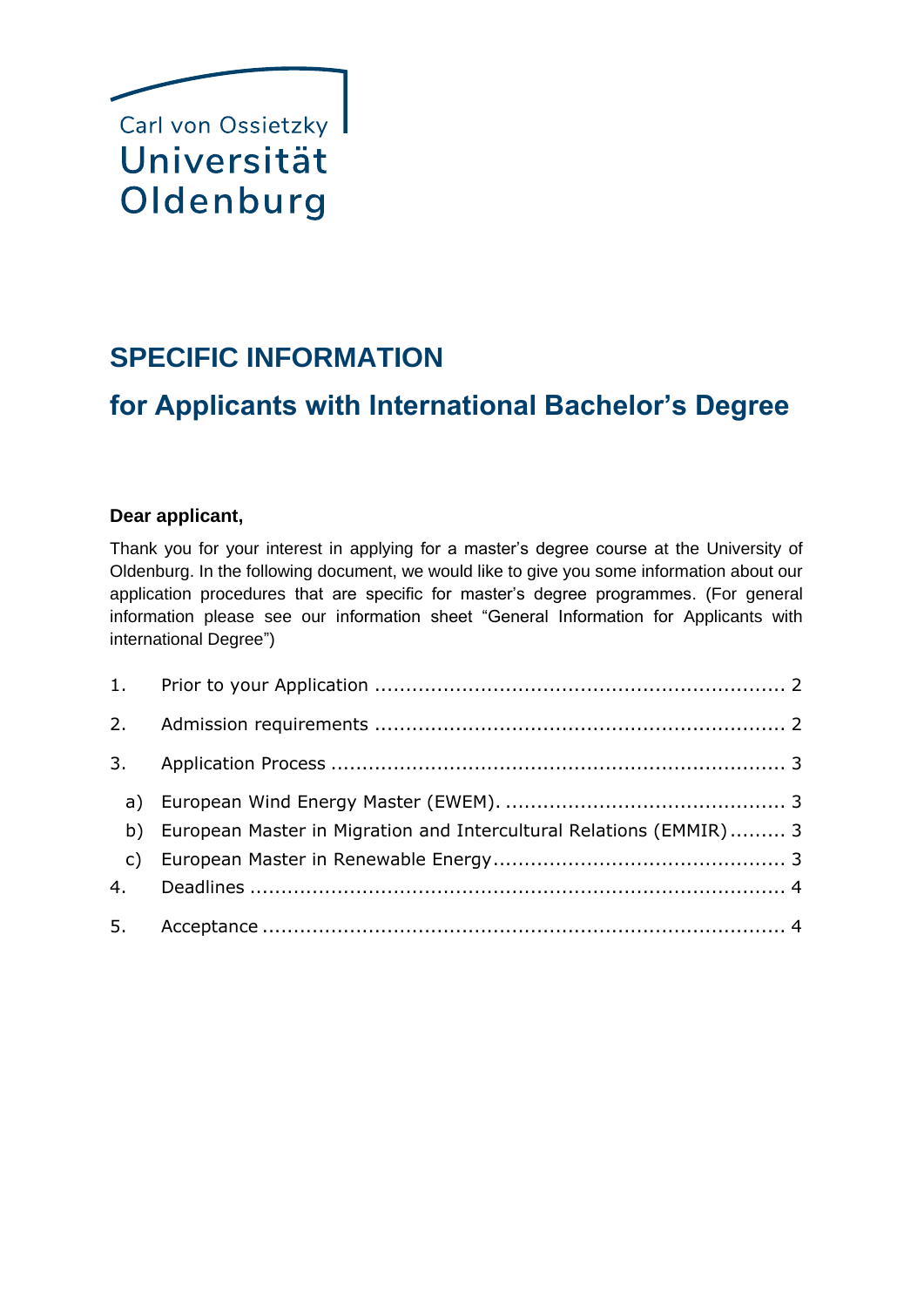Carl von Ossietzky
Universität
Oldenburg

# SPECIFIC INFORMATION

# for Applicants with International Bachelor's Degree

**Dear applicant,**

Thank you for your interest in applying for a master's degree course at the University of Oldenburg. In the following document, we would like to give you some information about our application procedures that are specific for master's degree programmes. (For general information please see our information sheet "General Information for Applicants with international Degree")

1. Prior to your Application ........ 2
2. Admission requirements ........ 2
3. Application Process ........ 3
   - a) European Wind Energy Master (EWEM). ........ 3
   - b) European Master in Migration and Intercultural Relations (EMMIR) ........ 3
   - c) European Master in Renewable Energy ........ 3
4. Deadlines ........ 4
5. Acceptance ........ 4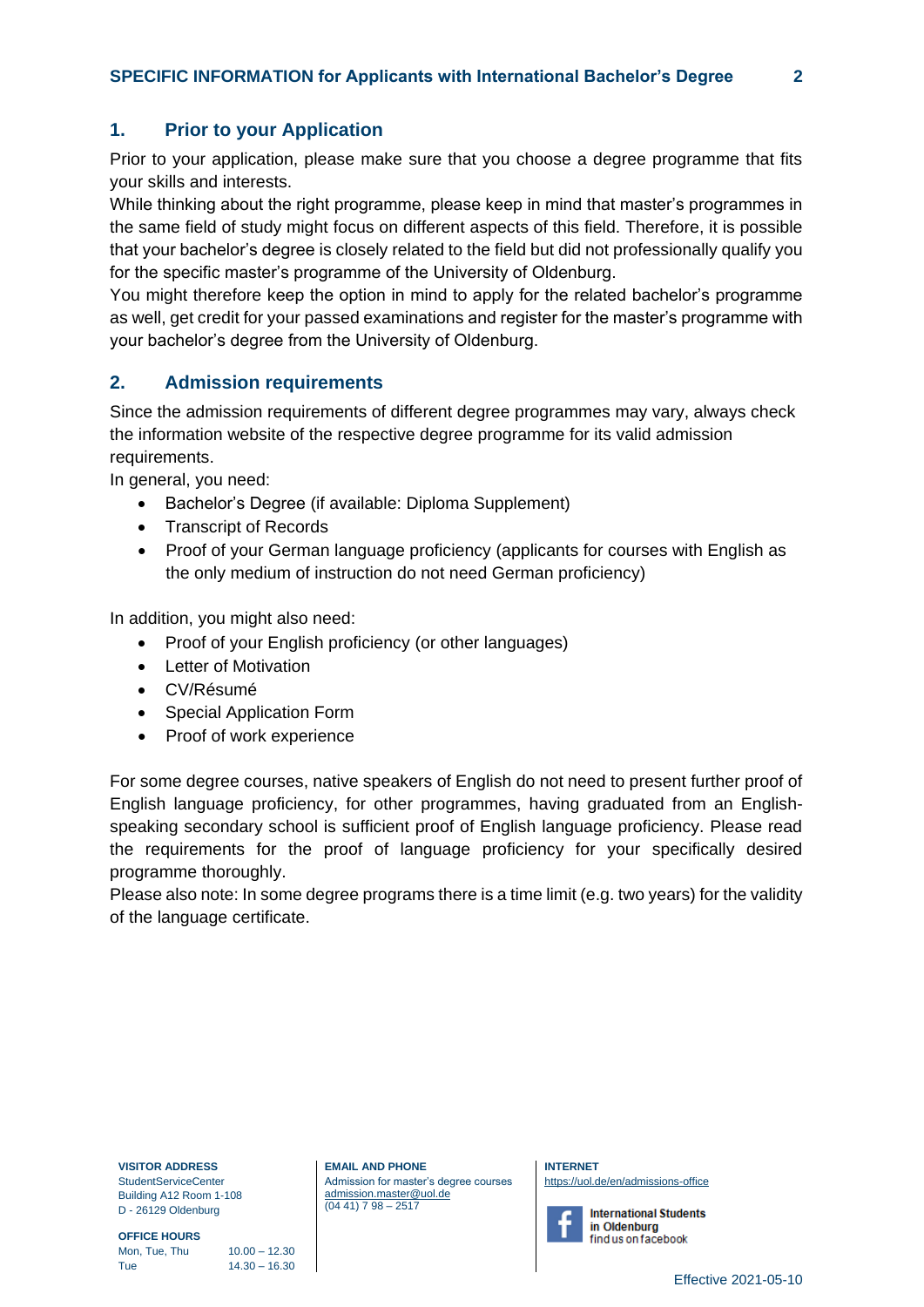## 1. Prior to your Application

Prior to your application, please make sure that you choose a degree programme that fits your skills and interests.
While thinking about the right programme, please keep in mind that master's programmes in the same field of study might focus on different aspects of this field. Therefore, it is possible that your bachelor's degree is closely related to the field but did not professionally qualify you for the specific master's programme of the University of Oldenburg.
You might therefore keep the option in mind to apply for the related bachelor's programme as well, get credit for your passed examinations and register for the master's programme with your bachelor's degree from the University of Oldenburg.

## 2. Admission requirements

Since the admission requirements of different degree programmes may vary, always check the information website of the respective degree programme for its valid admission requirements.
In general, you need:

- Bachelor's Degree (if available: Diploma Supplement)
- Transcript of Records
- Proof of your German language proficiency (applicants for courses with English as the only medium of instruction do not need German proficiency)

In addition, you might also need:

- Proof of your English proficiency (or other languages)
- Letter of Motivation
- CV/Résumé
- Special Application Form
- Proof of work experience

For some degree courses, native speakers of English do not need to present further proof of English language proficiency, for other programmes, having graduated from an English-speaking secondary school is sufficient proof of English language proficiency. Please read the requirements for the proof of language proficiency for your specifically desired programme thoroughly.
Please also note: In some degree programs there is a time limit (e.g. two years) for the validity of the language certificate.

**VISITOR ADDRESS**
StudentServiceCenter
Building A12 Room 1-108
D - 26129 Oldenburg

**OFFICE HOURS**

| | |
|---|---|
| Mon, Tue, Thu | 10.00 – 12.30 |
| Tue | 14.30 – 16.30 |

**EMAIL AND PHONE**
Admission for master's degree courses
admission.master@uol.de
(04 41) 7 98 – 2517

**INTERNET**
https://uol.de/en/admissions-office

International Students in Oldenburg
find us on facebook

Effective 2021-05-10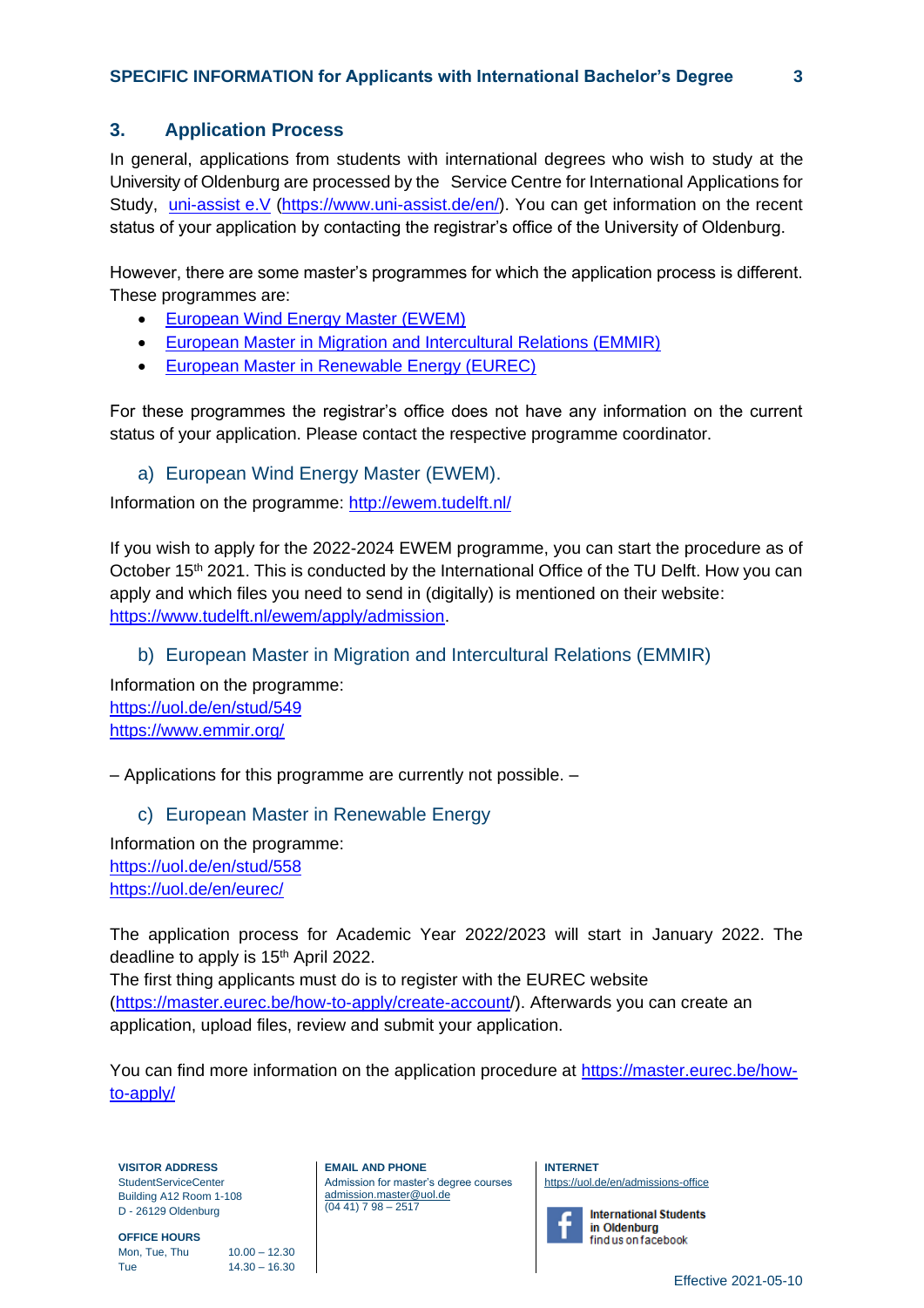## 3. Application Process

In general, applications from students with international degrees who wish to study at the University of Oldenburg are processed by the Service Centre for International Applications for Study, [uni-assist e.V](https://www.uni-assist.de/en/) (https://www.uni-assist.de/en/). You can get information on the recent status of your application by contacting the registrar's office of the University of Oldenburg.

However, there are some master's programmes for which the application process is different. These programmes are:

- European Wind Energy Master (EWEM)
- European Master in Migration and Intercultural Relations (EMMIR)
- European Master in Renewable Energy (EUREC)

For these programmes the registrar's office does not have any information on the current status of your application. Please contact the respective programme coordinator.

### a) European Wind Energy Master (EWEM).

Information on the programme: http://ewem.tudelft.nl/

If you wish to apply for the 2022-2024 EWEM programme, you can start the procedure as of October 15th 2021. This is conducted by the International Office of the TU Delft. How you can apply and which files you need to send in (digitally) is mentioned on their website: https://www.tudelft.nl/ewem/apply/admission.

### b) European Master in Migration and Intercultural Relations (EMMIR)

Information on the programme:
https://uol.de/en/stud/549
https://www.emmir.org/

– Applications for this programme are currently not possible. –

### c) European Master in Renewable Energy

Information on the programme:
https://uol.de/en/stud/558
https://uol.de/en/eurec/

The application process for Academic Year 2022/2023 will start in January 2022. The deadline to apply is 15th April 2022.
The first thing applicants must do is to register with the EUREC website (https://master.eurec.be/how-to-apply/create-account/). Afterwards you can create an application, upload files, review and submit your application.

You can find more information on the application procedure at https://master.eurec.be/how-to-apply/

**VISITOR ADDRESS**
StudentServiceCenter
Building A12 Room 1-108
D - 26129 Oldenburg

**OFFICE HOURS**
Mon, Tue, Thu 10.00 – 12.30
Tue 14.30 – 16.30

**EMAIL AND PHONE**
Admission for master's degree courses
admission.master@uol.de
(04 41) 7 98 – 2517

**INTERNET**
https://uol.de/en/admissions-office

International Students in Oldenburg
find us on facebook

Effective 2021-05-10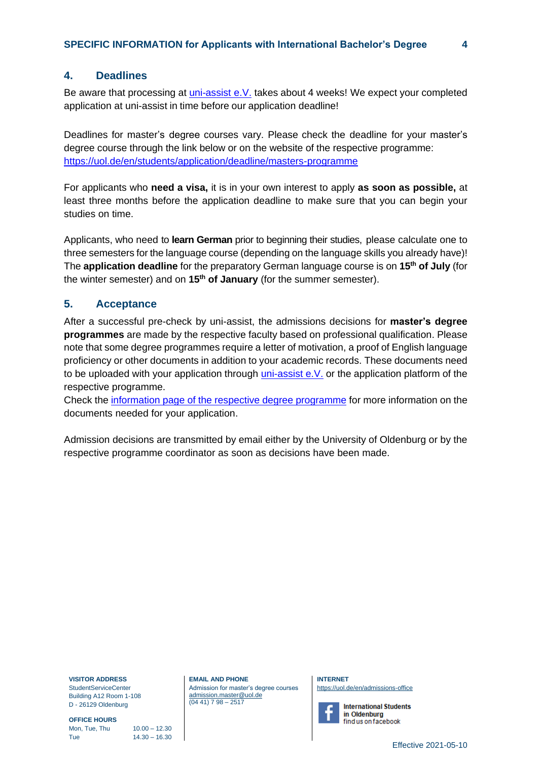## 4. Deadlines

Be aware that processing at uni-assist e.V. takes about 4 weeks! We expect your completed application at uni-assist in time before our application deadline!

Deadlines for master's degree courses vary. Please check the deadline for your master's degree course through the link below or on the website of the respective programme: https://uol.de/en/students/application/deadline/masters-programme

For applicants who **need a visa,** it is in your own interest to apply **as soon as possible,** at least three months before the application deadline to make sure that you can begin your studies on time.

Applicants, who need to **learn German** prior to beginning their studies, please calculate one to three semesters for the language course (depending on the language skills you already have)! The **application deadline** for the preparatory German language course is on **15th of July** (for the winter semester) and on **15th of January** (for the summer semester).

## 5. Acceptance

After a successful pre-check by uni-assist, the admissions decisions for **master's degree programmes** are made by the respective faculty based on professional qualification. Please note that some degree programmes require a letter of motivation, a proof of English language proficiency or other documents in addition to your academic records. These documents need to be uploaded with your application through uni-assist e.V. or the application platform of the respective programme.

Check the information page of the respective degree programme for more information on the documents needed for your application.

Admission decisions are transmitted by email either by the University of Oldenburg or by the respective programme coordinator as soon as decisions have been made.

**VISITOR ADDRESS**
StudentServiceCenter
Building A12 Room 1-108
D - 26129 Oldenburg

**OFFICE HOURS**

| | |
|---|---|
| Mon, Tue, Thu | 10.00 – 12.30 |
| Tue | 14.30 – 16.30 |

**EMAIL AND PHONE**
Admission for master's degree courses
admission.master@uol.de
(04 41) 7 98 – 2517

**INTERNET**
https://uol.de/en/admissions-office

International Students in Oldenburg
find us on facebook

Effective 2021-05-10